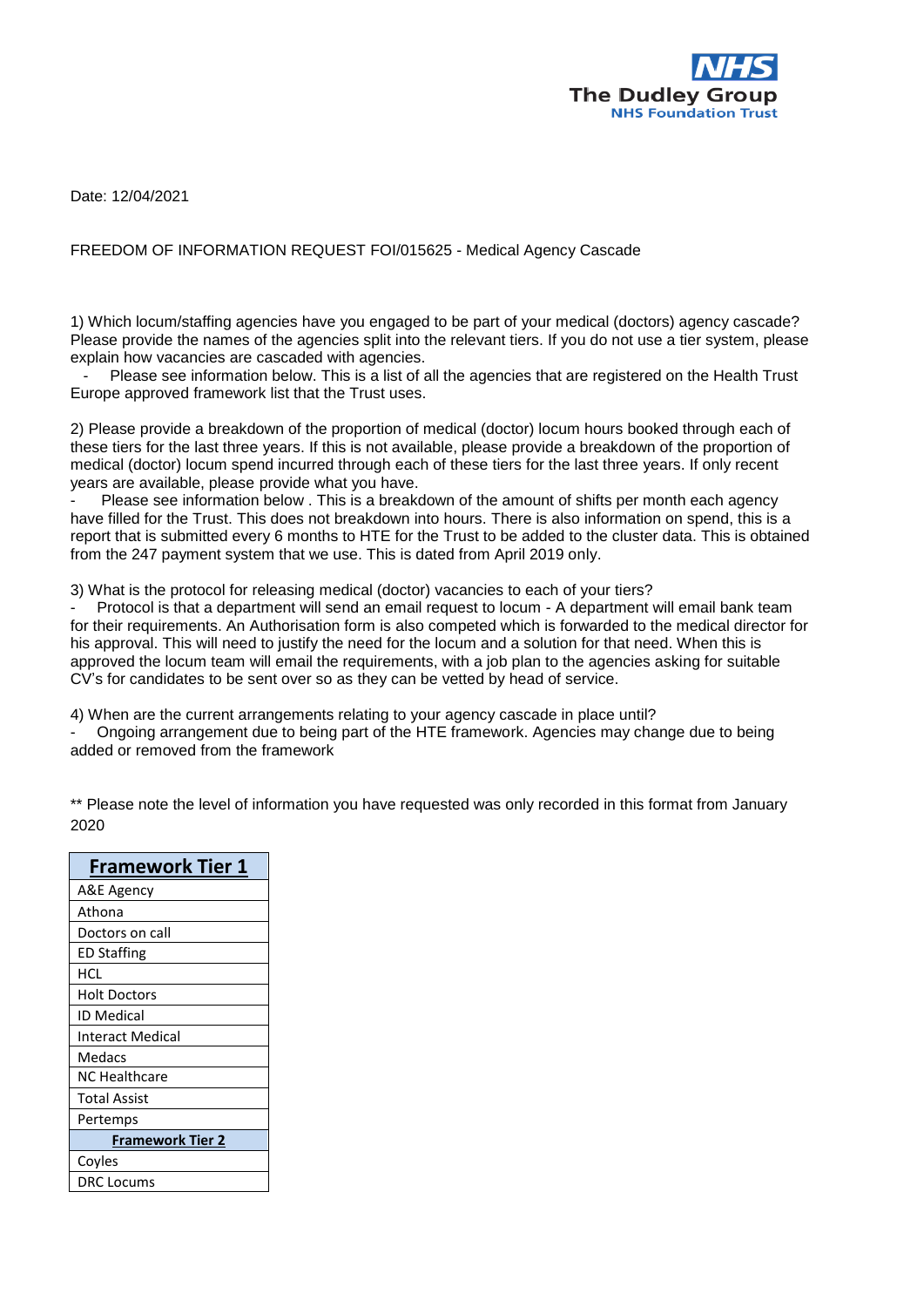The Dudley Group
NHS Foundation Trust

Date: 12/04/2021

FREEDOM OF INFORMATION REQUEST FOI/015625 - Medical Agency Cascade

1) Which locum/staffing agencies have you engaged to be part of your medical (doctors) agency cascade? Please provide the names of the agencies split into the relevant tiers. If you do not use a tier system, please explain how vacancies are cascaded with agencies.

- Please see information below. This is a list of all the agencies that are registered on the Health Trust Europe approved framework list that the Trust uses.

2) Please provide a breakdown of the proportion of medical (doctor) locum hours booked through each of these tiers for the last three years. If this is not available, please provide a breakdown of the proportion of medical (doctor) locum spend incurred through each of these tiers for the last three years. If only recent years are available, please provide what you have.

- Please see information below . This is a breakdown of the amount of shifts per month each agency have filled for the Trust. This does not breakdown into hours. There is also information on spend, this is a report that is submitted every 6 months to HTE for the Trust to be added to the cluster data. This is obtained from the 247 payment system that we use. This is dated from April 2019 only.

3) What is the protocol for releasing medical (doctor) vacancies to each of your tiers?

- Protocol is that a department will send an email request to locum - A department will email bank team for their requirements. An Authorisation form is also competed which is forwarded to the medical director for his approval. This will need to justify the need for the locum and a solution for that need. When this is approved the locum team will email the requirements, with a job plan to the agencies asking for suitable CV's for candidates to be sent over so as they can be vetted by head of service.

4) When are the current arrangements relating to your agency cascade in place until?

- Ongoing arrangement due to being part of the HTE framework. Agencies may change due to being added or removed from the framework

** Please note the level of information you have requested was only recorded in this format from January 2020

| **Framework Tier 1** |
|---|
| A&E Agency |
| Athona |
| Doctors on call |
| ED Staffing |
| HCL |
| Holt Doctors |
| ID Medical |
| Interact Medical |
| Medacs |
| NC Healthcare |
| Total Assist |
| Pertemps |
| **Framework Tier 2** |
| Coyles |
| DRC Locums |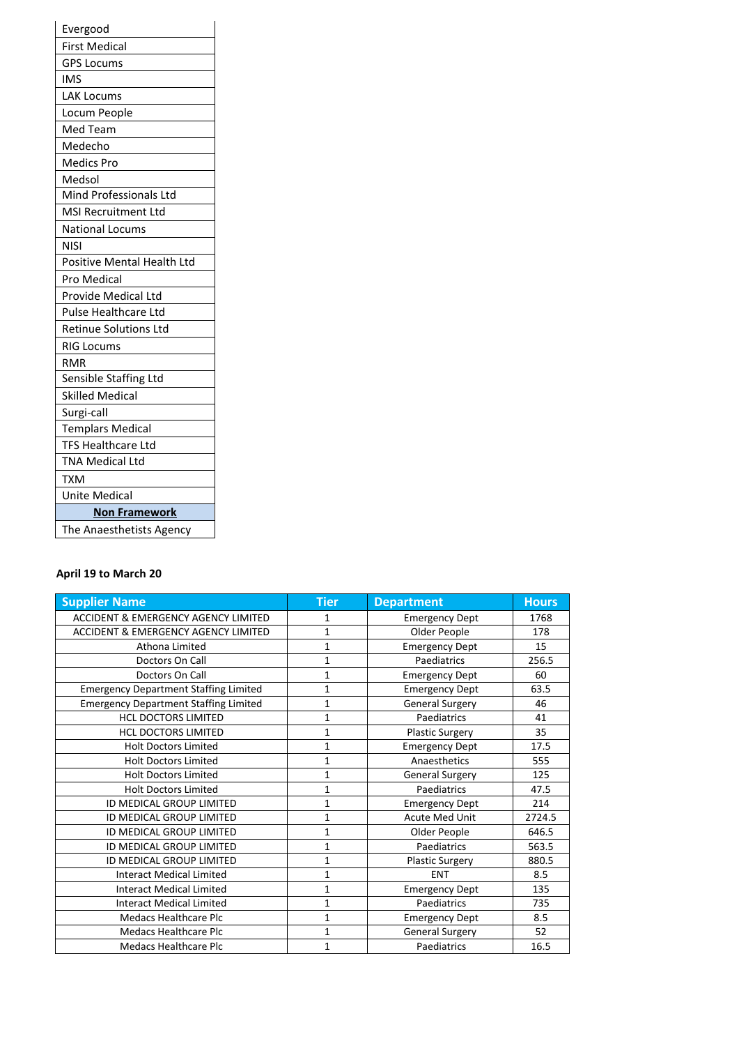| |
|---|
| Evergood |
| First Medical |
| GPS Locums |
| IMS |
| LAK Locums |
| Locum People |
| Med Team |
| Medecho |
| Medics Pro |
| Medsol |
| Mind Professionals Ltd |
| MSI Recruitment Ltd |
| National Locums |
| NISI |
| Positive Mental Health Ltd |
| Pro Medical |
| Provide Medical Ltd |
| Pulse Healthcare Ltd |
| Retinue Solutions Ltd |
| RIG Locums |
| RMR |
| Sensible Staffing Ltd |
| Skilled Medical |
| Surgi-call |
| Templars Medical |
| TFS Healthcare Ltd |
| TNA Medical Ltd |
| TXM |
| Unite Medical |
| **Non Framework** |
| The Anaesthetists Agency |

**April 19 to March 20**

| Supplier Name | Tier | Department | Hours |
|---|---|---|---|
| ACCIDENT & EMERGENCY AGENCY LIMITED | 1 | Emergency Dept | 1768 |
| ACCIDENT & EMERGENCY AGENCY LIMITED | 1 | Older People | 178 |
| Athona Limited | 1 | Emergency Dept | 15 |
| Doctors On Call | 1 | Paediatrics | 256.5 |
| Doctors On Call | 1 | Emergency Dept | 60 |
| Emergency Department Staffing Limited | 1 | Emergency Dept | 63.5 |
| Emergency Department Staffing Limited | 1 | General Surgery | 46 |
| HCL DOCTORS LIMITED | 1 | Paediatrics | 41 |
| HCL DOCTORS LIMITED | 1 | Plastic Surgery | 35 |
| Holt Doctors Limited | 1 | Emergency Dept | 17.5 |
| Holt Doctors Limited | 1 | Anaesthetics | 555 |
| Holt Doctors Limited | 1 | General Surgery | 125 |
| Holt Doctors Limited | 1 | Paediatrics | 47.5 |
| ID MEDICAL GROUP LIMITED | 1 | Emergency Dept | 214 |
| ID MEDICAL GROUP LIMITED | 1 | Acute Med Unit | 2724.5 |
| ID MEDICAL GROUP LIMITED | 1 | Older People | 646.5 |
| ID MEDICAL GROUP LIMITED | 1 | Paediatrics | 563.5 |
| ID MEDICAL GROUP LIMITED | 1 | Plastic Surgery | 880.5 |
| Interact Medical Limited | 1 | ENT | 8.5 |
| Interact Medical Limited | 1 | Emergency Dept | 135 |
| Interact Medical Limited | 1 | Paediatrics | 735 |
| Medacs Healthcare Plc | 1 | Emergency Dept | 8.5 |
| Medacs Healthcare Plc | 1 | General Surgery | 52 |
| Medacs Healthcare Plc | 1 | Paediatrics | 16.5 |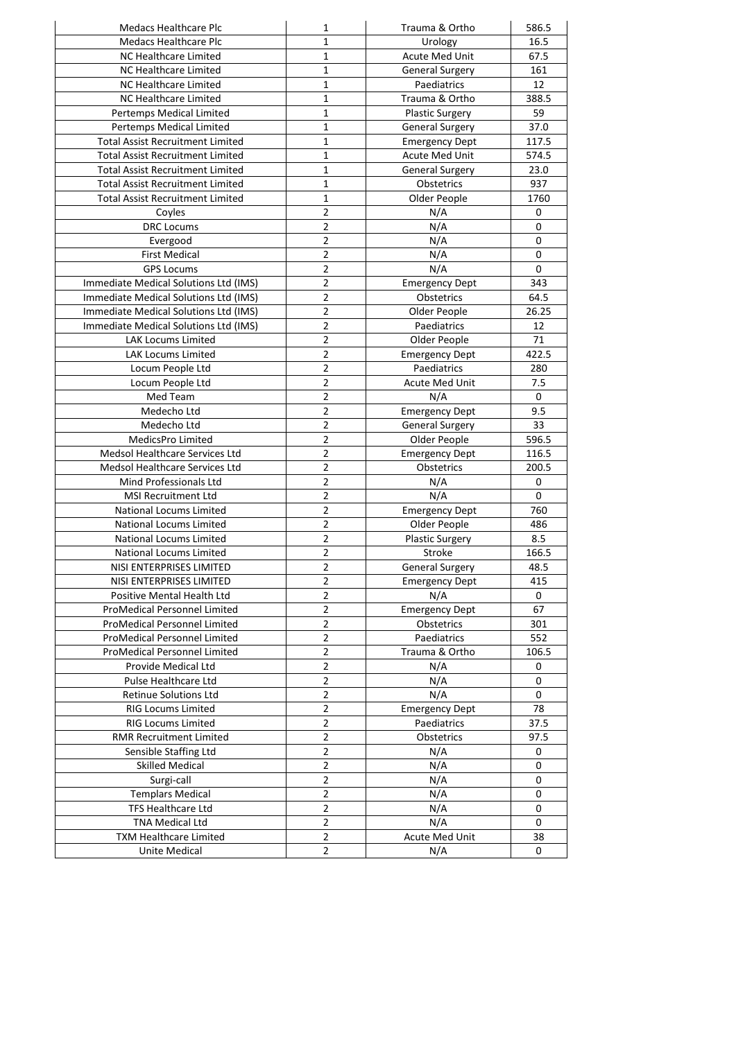| | | | |
|---|---|---|---|
| Medacs Healthcare Plc | 1 | Trauma & Ortho | 586.5 |
| Medacs Healthcare Plc | 1 | Urology | 16.5 |
| NC Healthcare Limited | 1 | Acute Med Unit | 67.5 |
| NC Healthcare Limited | 1 | General Surgery | 161 |
| NC Healthcare Limited | 1 | Paediatrics | 12 |
| NC Healthcare Limited | 1 | Trauma & Ortho | 388.5 |
| Pertemps Medical Limited | 1 | Plastic Surgery | 59 |
| Pertemps Medical Limited | 1 | General Surgery | 37.0 |
| Total Assist Recruitment Limited | 1 | Emergency Dept | 117.5 |
| Total Assist Recruitment Limited | 1 | Acute Med Unit | 574.5 |
| Total Assist Recruitment Limited | 1 | General Surgery | 23.0 |
| Total Assist Recruitment Limited | 1 | Obstetrics | 937 |
| Total Assist Recruitment Limited | 1 | Older People | 1760 |
| Coyles | 2 | N/A | 0 |
| DRC Locums | 2 | N/A | 0 |
| Evergood | 2 | N/A | 0 |
| First Medical | 2 | N/A | 0 |
| GPS Locums | 2 | N/A | 0 |
| Immediate Medical Solutions Ltd (IMS) | 2 | Emergency Dept | 343 |
| Immediate Medical Solutions Ltd (IMS) | 2 | Obstetrics | 64.5 |
| Immediate Medical Solutions Ltd (IMS) | 2 | Older People | 26.25 |
| Immediate Medical Solutions Ltd (IMS) | 2 | Paediatrics | 12 |
| LAK Locums Limited | 2 | Older People | 71 |
| LAK Locums Limited | 2 | Emergency Dept | 422.5 |
| Locum People Ltd | 2 | Paediatrics | 280 |
| Locum People Ltd | 2 | Acute Med Unit | 7.5 |
| Med Team | 2 | N/A | 0 |
| Medecho Ltd | 2 | Emergency Dept | 9.5 |
| Medecho Ltd | 2 | General Surgery | 33 |
| MedicsPro Limited | 2 | Older People | 596.5 |
| Medsol Healthcare Services Ltd | 2 | Emergency Dept | 116.5 |
| Medsol Healthcare Services Ltd | 2 | Obstetrics | 200.5 |
| Mind Professionals Ltd | 2 | N/A | 0 |
| MSI Recruitment Ltd | 2 | N/A | 0 |
| National Locums Limited | 2 | Emergency Dept | 760 |
| National Locums Limited | 2 | Older People | 486 |
| National Locums Limited | 2 | Plastic Surgery | 8.5 |
| National Locums Limited | 2 | Stroke | 166.5 |
| NISI ENTERPRISES LIMITED | 2 | General Surgery | 48.5 |
| NISI ENTERPRISES LIMITED | 2 | Emergency Dept | 415 |
| Positive Mental Health Ltd | 2 | N/A | 0 |
| ProMedical Personnel Limited | 2 | Emergency Dept | 67 |
| ProMedical Personnel Limited | 2 | Obstetrics | 301 |
| ProMedical Personnel Limited | 2 | Paediatrics | 552 |
| ProMedical Personnel Limited | 2 | Trauma & Ortho | 106.5 |
| Provide Medical Ltd | 2 | N/A | 0 |
| Pulse Healthcare Ltd | 2 | N/A | 0 |
| Retinue Solutions Ltd | 2 | N/A | 0 |
| RIG Locums Limited | 2 | Emergency Dept | 78 |
| RIG Locums Limited | 2 | Paediatrics | 37.5 |
| RMR Recruitment Limited | 2 | Obstetrics | 97.5 |
| Sensible Staffing Ltd | 2 | N/A | 0 |
| Skilled Medical | 2 | N/A | 0 |
| Surgi-call | 2 | N/A | 0 |
| Templars Medical | 2 | N/A | 0 |
| TFS Healthcare Ltd | 2 | N/A | 0 |
| TNA Medical Ltd | 2 | N/A | 0 |
| TXM Healthcare Limited | 2 | Acute Med Unit | 38 |
| Unite Medical | 2 | N/A | 0 |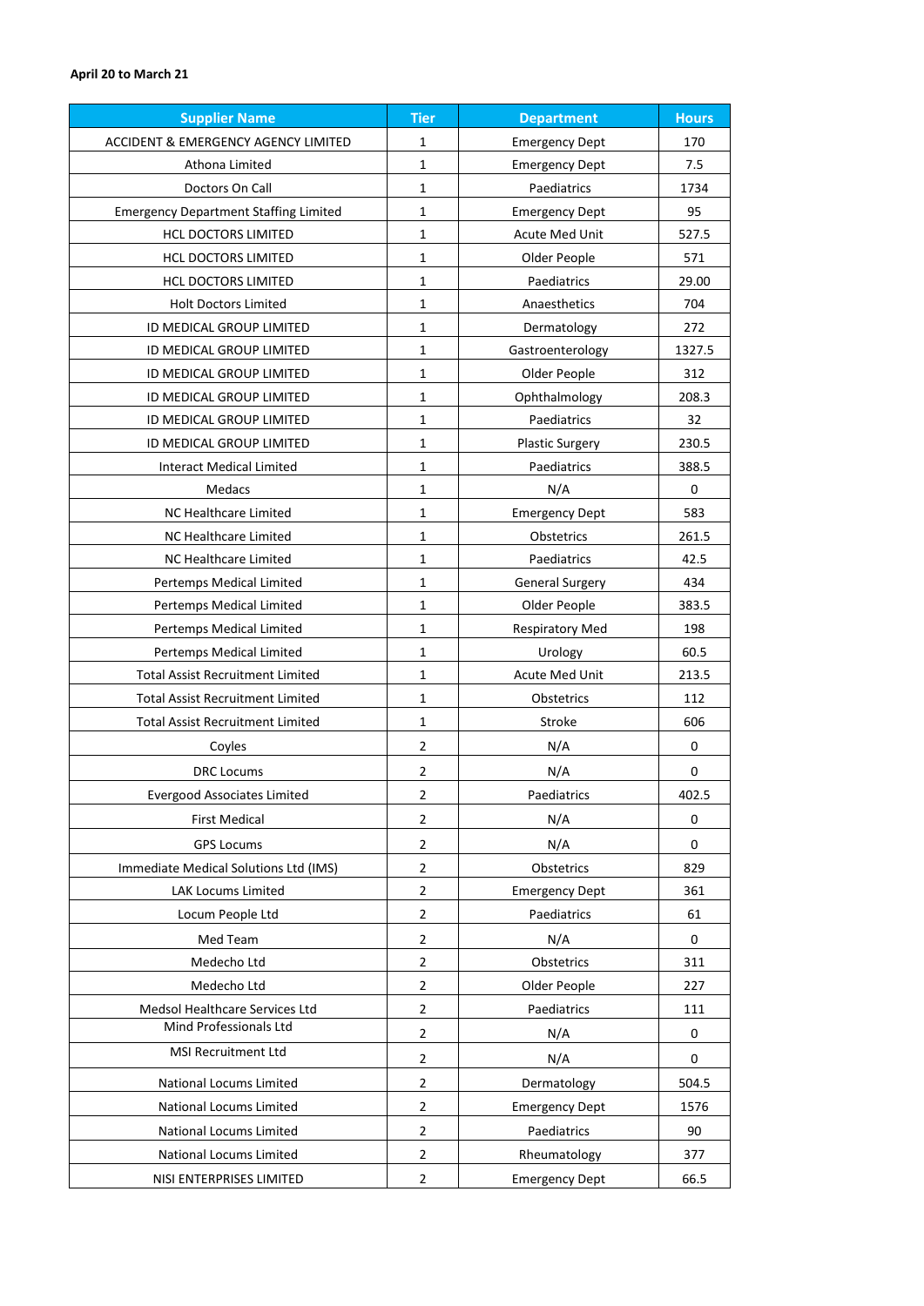**April 20 to March 21**

| Supplier Name | Tier | Department | Hours |
|---|---|---|---|
| ACCIDENT & EMERGENCY AGENCY LIMITED | 1 | Emergency Dept | 170 |
| Athona Limited | 1 | Emergency Dept | 7.5 |
| Doctors On Call | 1 | Paediatrics | 1734 |
| Emergency Department Staffing Limited | 1 | Emergency Dept | 95 |
| HCL DOCTORS LIMITED | 1 | Acute Med Unit | 527.5 |
| HCL DOCTORS LIMITED | 1 | Older People | 571 |
| HCL DOCTORS LIMITED | 1 | Paediatrics | 29.00 |
| Holt Doctors Limited | 1 | Anaesthetics | 704 |
| ID MEDICAL GROUP LIMITED | 1 | Dermatology | 272 |
| ID MEDICAL GROUP LIMITED | 1 | Gastroenterology | 1327.5 |
| ID MEDICAL GROUP LIMITED | 1 | Older People | 312 |
| ID MEDICAL GROUP LIMITED | 1 | Ophthalmology | 208.3 |
| ID MEDICAL GROUP LIMITED | 1 | Paediatrics | 32 |
| ID MEDICAL GROUP LIMITED | 1 | Plastic Surgery | 230.5 |
| Interact Medical Limited | 1 | Paediatrics | 388.5 |
| Medacs | 1 | N/A | 0 |
| NC Healthcare Limited | 1 | Emergency Dept | 583 |
| NC Healthcare Limited | 1 | Obstetrics | 261.5 |
| NC Healthcare Limited | 1 | Paediatrics | 42.5 |
| Pertemps Medical Limited | 1 | General Surgery | 434 |
| Pertemps Medical Limited | 1 | Older People | 383.5 |
| Pertemps Medical Limited | 1 | Respiratory Med | 198 |
| Pertemps Medical Limited | 1 | Urology | 60.5 |
| Total Assist Recruitment Limited | 1 | Acute Med Unit | 213.5 |
| Total Assist Recruitment Limited | 1 | Obstetrics | 112 |
| Total Assist Recruitment Limited | 1 | Stroke | 606 |
| Coyles | 2 | N/A | 0 |
| DRC Locums | 2 | N/A | 0 |
| Evergood Associates Limited | 2 | Paediatrics | 402.5 |
| First Medical | 2 | N/A | 0 |
| GPS Locums | 2 | N/A | 0 |
| Immediate Medical Solutions Ltd (IMS) | 2 | Obstetrics | 829 |
| LAK Locums Limited | 2 | Emergency Dept | 361 |
| Locum People Ltd | 2 | Paediatrics | 61 |
| Med Team | 2 | N/A | 0 |
| Medecho Ltd | 2 | Obstetrics | 311 |
| Medecho Ltd | 2 | Older People | 227 |
| Medsol Healthcare Services Ltd | 2 | Paediatrics | 111 |
| Mind Professionals Ltd | 2 | N/A | 0 |
| MSI Recruitment Ltd | 2 | N/A | 0 |
| National Locums Limited | 2 | Dermatology | 504.5 |
| National Locums Limited | 2 | Emergency Dept | 1576 |
| National Locums Limited | 2 | Paediatrics | 90 |
| National Locums Limited | 2 | Rheumatology | 377 |
| NISI ENTERPRISES LIMITED | 2 | Emergency Dept | 66.5 |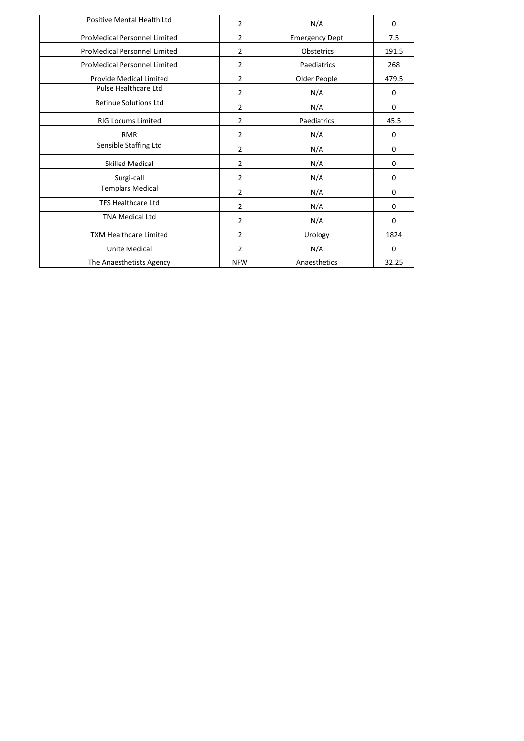| | | | |
|---|---|---|---|
| Positive Mental Health Ltd | 2 | N/A | 0 |
| ProMedical Personnel Limited | 2 | Emergency Dept | 7.5 |
| ProMedical Personnel Limited | 2 | Obstetrics | 191.5 |
| ProMedical Personnel Limited | 2 | Paediatrics | 268 |
| Provide Medical Limited | 2 | Older People | 479.5 |
| Pulse Healthcare Ltd | 2 | N/A | 0 |
| Retinue Solutions Ltd | 2 | N/A | 0 |
| RIG Locums Limited | 2 | Paediatrics | 45.5 |
| RMR | 2 | N/A | 0 |
| Sensible Staffing Ltd | 2 | N/A | 0 |
| Skilled Medical | 2 | N/A | 0 |
| Surgi-call | 2 | N/A | 0 |
| Templars Medical | 2 | N/A | 0 |
| TFS Healthcare Ltd | 2 | N/A | 0 |
| TNA Medical Ltd | 2 | N/A | 0 |
| TXM Healthcare Limited | 2 | Urology | 1824 |
| Unite Medical | 2 | N/A | 0 |
| The Anaesthetists Agency | NFW | Anaesthetics | 32.25 |